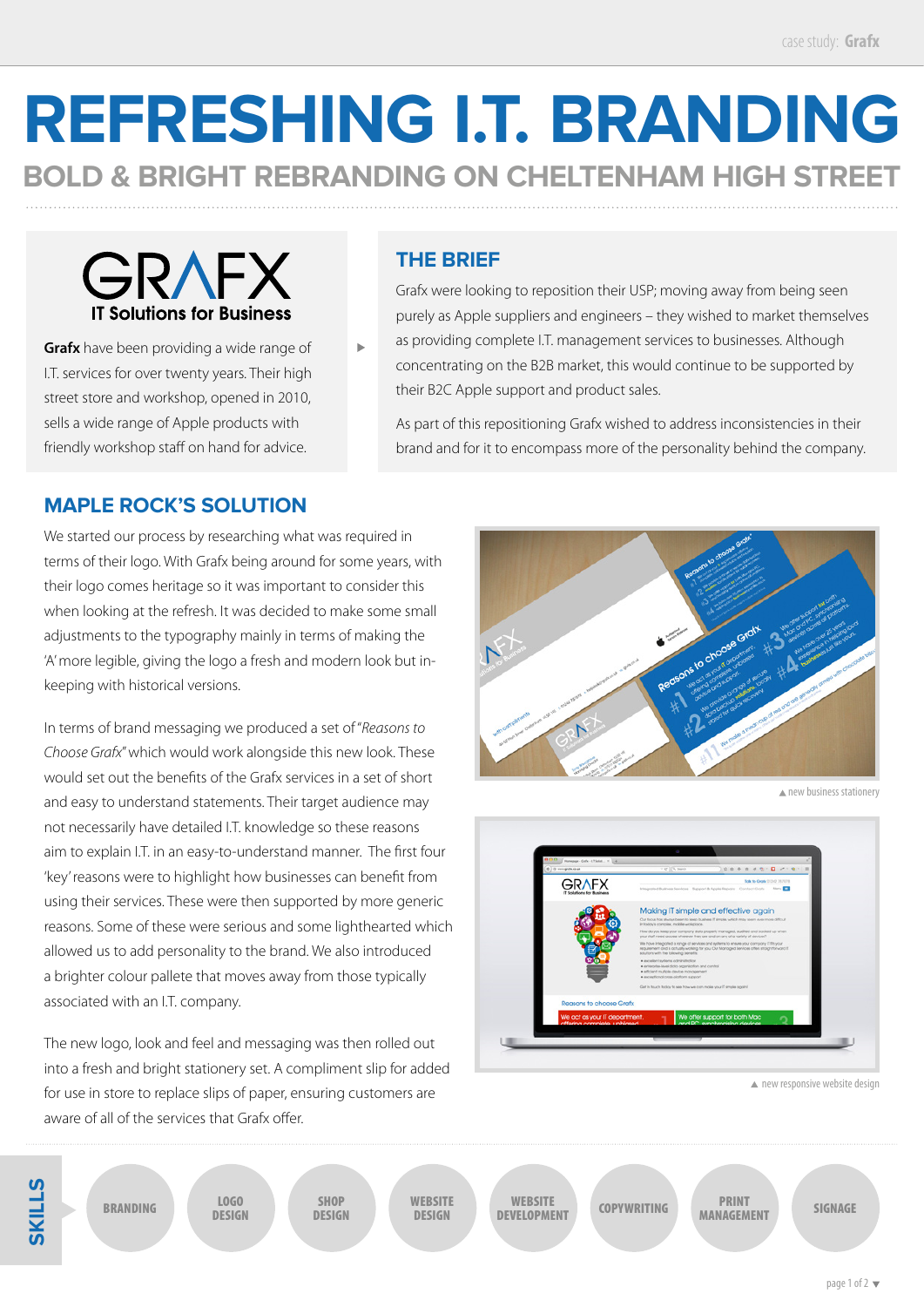# REFRESHING I.T. BRANDING

## BOLD & BRIGHT REBRANDING ON CHELTENHAM HIGH STREET

GRAFX
IT Solutions for Business

**Grafx** have been providing a wide range of I.T. services for over twenty years. Their high street store and workshop, opened in 2010, sells a wide range of Apple products with friendly workshop staff on hand for advice.

## THE BRIEF

Grafx were looking to reposition their USP; moving away from being seen purely as Apple suppliers and engineers – they wished to market themselves as providing complete I.T. management services to businesses. Although concentrating on the B2B market, this would continue to be supported by their B2C Apple support and product sales.

As part of this repositioning Grafx wished to address inconsistencies in their brand and for it to encompass more of the personality behind the company.

## MAPLE ROCK'S SOLUTION

We started our process by researching what was required in terms of their logo. With Grafx being around for some years, with their logo comes heritage so it was important to consider this when looking at the refresh. It was decided to make some small adjustments to the typography mainly in terms of making the 'A' more legible, giving the logo a fresh and modern look but in-keeping with historical versions.

In terms of brand messaging we produced a set of "*Reasons to Choose Grafx*" which would work alongside this new look. These would set out the benefits of the Grafx services in a set of short and easy to understand statements. Their target audience may not necessarily have detailed I.T. knowledge so these reasons aim to explain I.T. in an easy-to-understand manner. The first four 'key' reasons were to highlight how businesses can benefit from using their services. These were then supported by more generic reasons. Some of these were serious and some lighthearted which allowed us to add personality to the brand. We also introduced a brighter colour pallete that moves away from those typically associated with an I.T. company.

The new logo, look and feel and messaging was then rolled out into a fresh and bright stationery set. A compliment slip for added for use in store to replace slips of paper, ensuring customers are aware of all of the services that Grafx offer.

▲ new business stationery

▲ new responsive website design

**SKILLS**

- BRANDING
- LOGO DESIGN
- SHOP DESIGN
- WEBSITE DESIGN
- WEBSITE DEVELOPMENT
- COPYWRITING
- PRINT MANAGEMENT
- SIGNAGE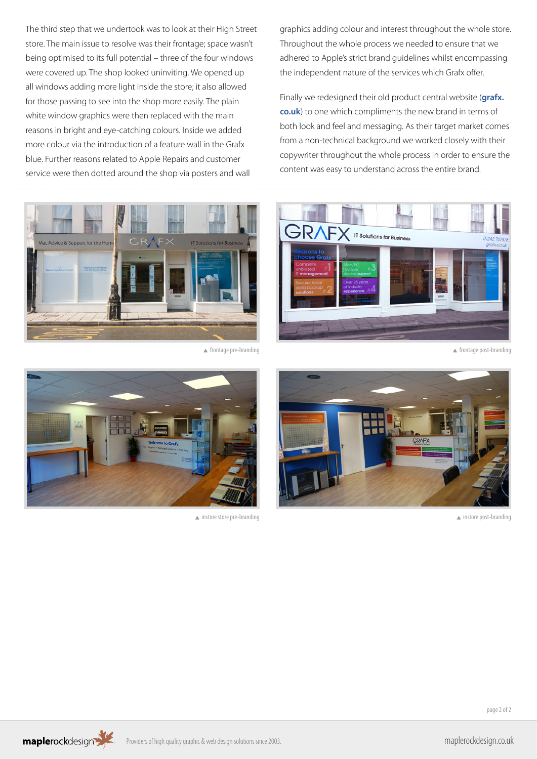The third step that we undertook was to look at their High Street store. The main issue to resolve was their frontage; space wasn't being optimised to its full potential – three of the four windows were covered up. The shop looked uninviting. We opened up all windows adding more light inside the store; it also allowed for those passing to see into the shop more easily. The plain white window graphics were then replaced with the main reasons in bright and eye-catching colours. Inside we added more colour via the introduction of a feature wall in the Grafx blue. Further reasons related to Apple Repairs and customer service were then dotted around the shop via posters and wall graphics adding colour and interest throughout the whole store. Throughout the whole process we needed to ensure that we adhered to Apple's strict brand guidelines whilst encompassing the independent nature of the services which Grafx offer.

Finally we redesigned their old product central website (**grafx.co.uk**) to one which compliments the new brand in terms of both look and feel and messaging. As their target market comes from a non-technical background we worked closely with their copywriter throughout the whole process in order to ensure the content was easy to understand across the entire brand.

▲ frontage pre-branding

▲ frontage post-branding

▲ instore store pre-branding

▲ instore post-branding

maplerockdesign

Providers of high quality graphic & web design solutions since 2003.

maplerockdesign.co.uk